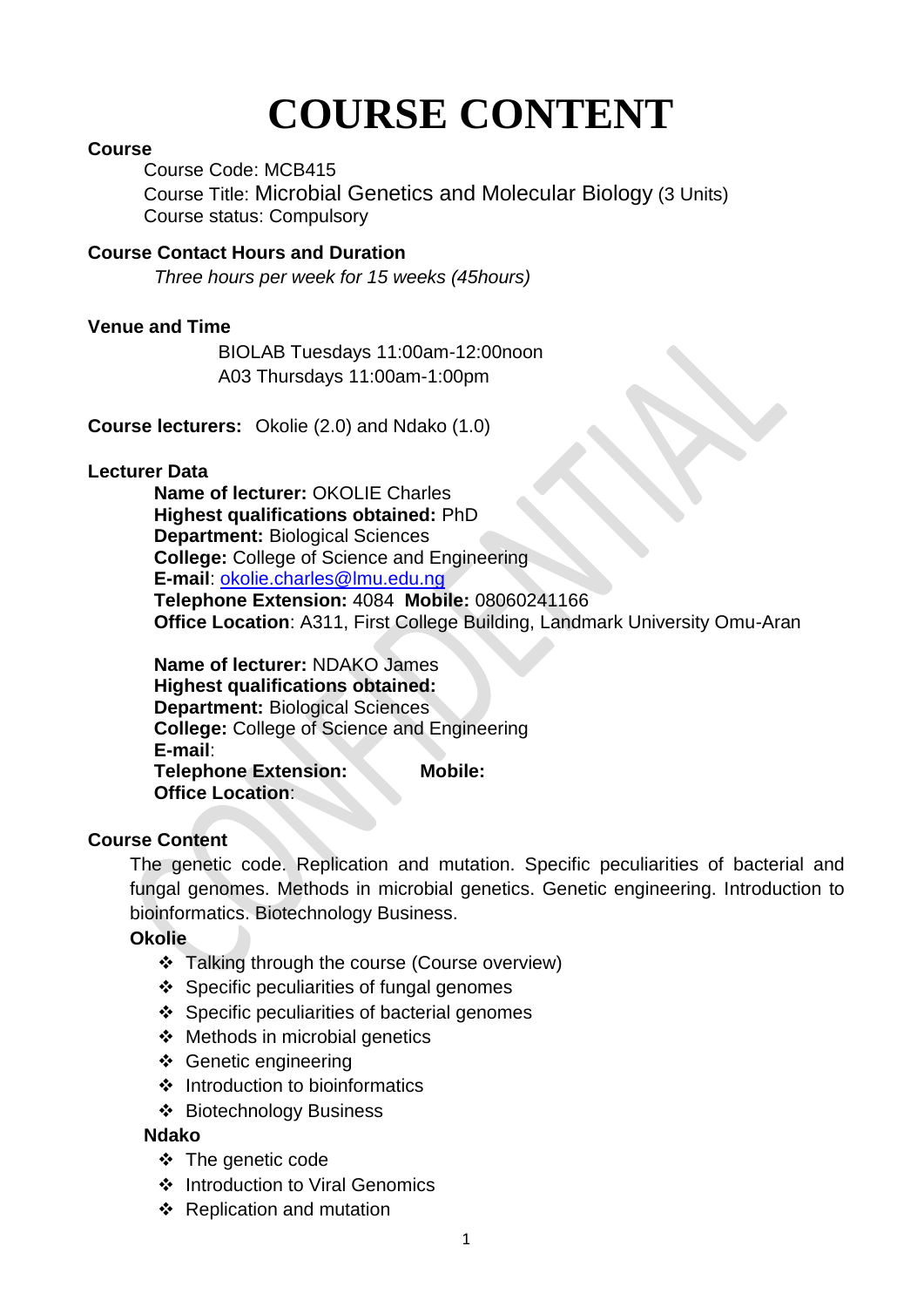# COURSE CONTENT

**Course**

Course Code: MCB415
Course Title: Microbial Genetics and Molecular Biology (3 Units)
Course status: Compulsory

**Course Contact Hours and Duration**

*Three hours per week for 15 weeks (45hours)*

**Venue and Time**

BIOLAB Tuesdays 11:00am-12:00noon
A03 Thursdays 11:00am-1:00pm

**Course lecturers:** Okolie (2.0) and Ndako (1.0)

**Lecturer Data**

**Name of lecturer:** OKOLIE Charles
**Highest qualifications obtained:** PhD
**Department:** Biological Sciences
**College:** College of Science and Engineering
**E-mail**: okolie.charles@lmu.edu.ng
**Telephone Extension:** 4084 **Mobile:** 08060241166
**Office Location**: A311, First College Building, Landmark University Omu-Aran

**Name of lecturer:** NDAKO James
**Highest qualifications obtained:**
**Department:** Biological Sciences
**College:** College of Science and Engineering
**E-mail**:
**Telephone Extension:** **Mobile:**
**Office Location**:

**Course Content**

The genetic code. Replication and mutation. Specific peculiarities of bacterial and fungal genomes. Methods in microbial genetics. Genetic engineering. Introduction to bioinformatics. Biotechnology Business.

**Okolie**

- Talking through the course (Course overview)
- Specific peculiarities of fungal genomes
- Specific peculiarities of bacterial genomes
- Methods in microbial genetics
- Genetic engineering
- Introduction to bioinformatics
- Biotechnology Business

**Ndako**

- The genetic code
- Introduction to Viral Genomics
- Replication and mutation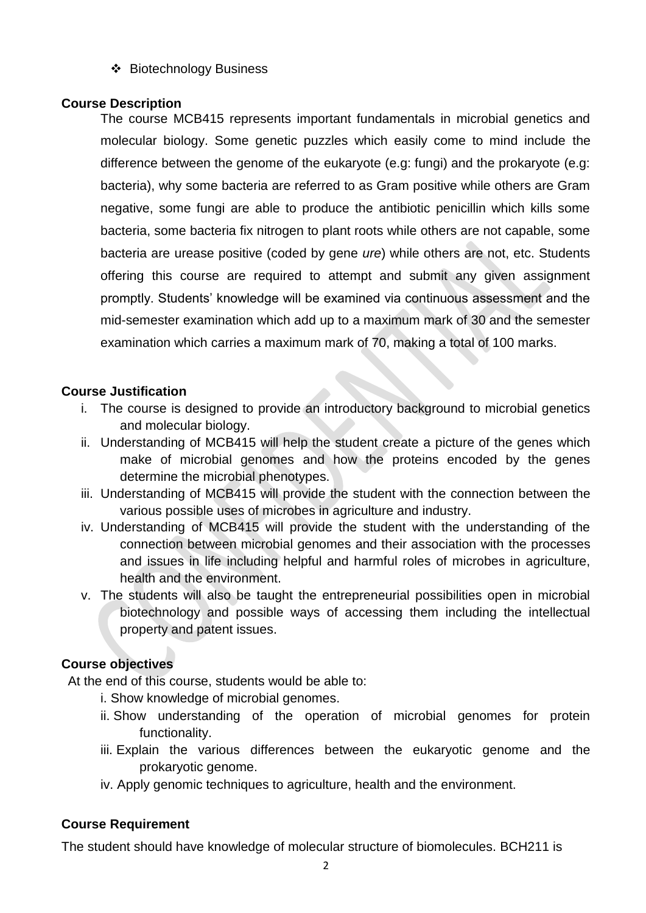- Biotechnology Business

**Course Description**

The course MCB415 represents important fundamentals in microbial genetics and molecular biology. Some genetic puzzles which easily come to mind include the difference between the genome of the eukaryote (e.g: fungi) and the prokaryote (e.g: bacteria), why some bacteria are referred to as Gram positive while others are Gram negative, some fungi are able to produce the antibiotic penicillin which kills some bacteria, some bacteria fix nitrogen to plant roots while others are not capable, some bacteria are urease positive (coded by gene *ure*) while others are not, etc. Students offering this course are required to attempt and submit any given assignment promptly. Students' knowledge will be examined via continuous assessment and the mid-semester examination which add up to a maximum mark of 30 and the semester examination which carries a maximum mark of 70, making a total of 100 marks.

**Course Justification**

i. The course is designed to provide an introductory background to microbial genetics and molecular biology.
ii. Understanding of MCB415 will help the student create a picture of the genes which make of microbial genomes and how the proteins encoded by the genes determine the microbial phenotypes.
iii. Understanding of MCB415 will provide the student with the connection between the various possible uses of microbes in agriculture and industry.
iv. Understanding of MCB415 will provide the student with the understanding of the connection between microbial genomes and their association with the processes and issues in life including helpful and harmful roles of microbes in agriculture, health and the environment.
v. The students will also be taught the entrepreneurial possibilities open in microbial biotechnology and possible ways of accessing them including the intellectual property and patent issues.

**Course objectives**

At the end of this course, students would be able to:

i. Show knowledge of microbial genomes.
ii. Show understanding of the operation of microbial genomes for protein functionality.
iii. Explain the various differences between the eukaryotic genome and the prokaryotic genome.
iv. Apply genomic techniques to agriculture, health and the environment.

**Course Requirement**

The student should have knowledge of molecular structure of biomolecules. BCH211 is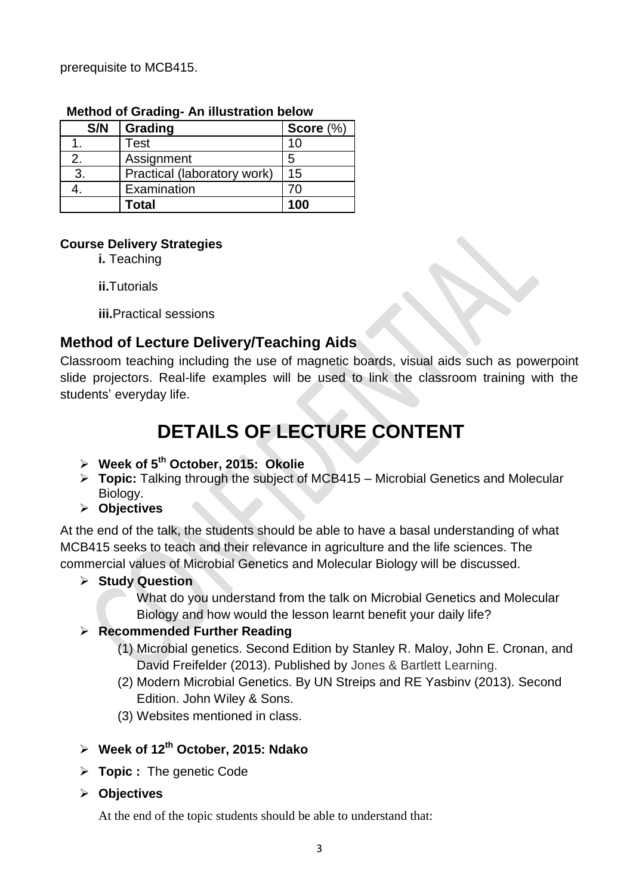prerequisite to MCB415.

**Method of Grading- An illustration below**

| S/N | Grading | Score (%) |
|---|---|---|
| 1. | Test | 10 |
| 2. | Assignment | 5 |
| 3. | Practical (laboratory work) | 15 |
| 4. | Examination | 70 |
| | **Total** | **100** |

**Course Delivery Strategies**

**i.** Teaching

**ii.** Tutorials

**iii.** Practical sessions

## Method of Lecture Delivery/Teaching Aids

Classroom teaching including the use of magnetic boards, visual aids such as powerpoint slide projectors. Real-life examples will be used to link the classroom training with the students' everyday life.

# DETAILS OF LECTURE CONTENT

- **Week of 5th October, 2015: Okolie**
- **Topic:** Talking through the subject of MCB415 – Microbial Genetics and Molecular Biology.
- **Objectives**

At the end of the talk, the students should be able to have a basal understanding of what MCB415 seeks to teach and their relevance in agriculture and the life sciences. The commercial values of Microbial Genetics and Molecular Biology will be discussed.

- **Study Question**

  What do you understand from the talk on Microbial Genetics and Molecular Biology and how would the lesson learnt benefit your daily life?

- **Recommended Further Reading**
  1. Microbial genetics. Second Edition by Stanley R. Maloy, John E. Cronan, and David Freifelder (2013). Published by Jones & Bartlett Learning.
  2. Modern Microbial Genetics. By UN Streips and RE Yasbinv (2013). Second Edition. John Wiley & Sons.
  3. Websites mentioned in class.

- **Week of 12th October, 2015: Ndako**
- **Topic :** The genetic Code
- **Objectives**

At the end of the topic students should be able to understand that: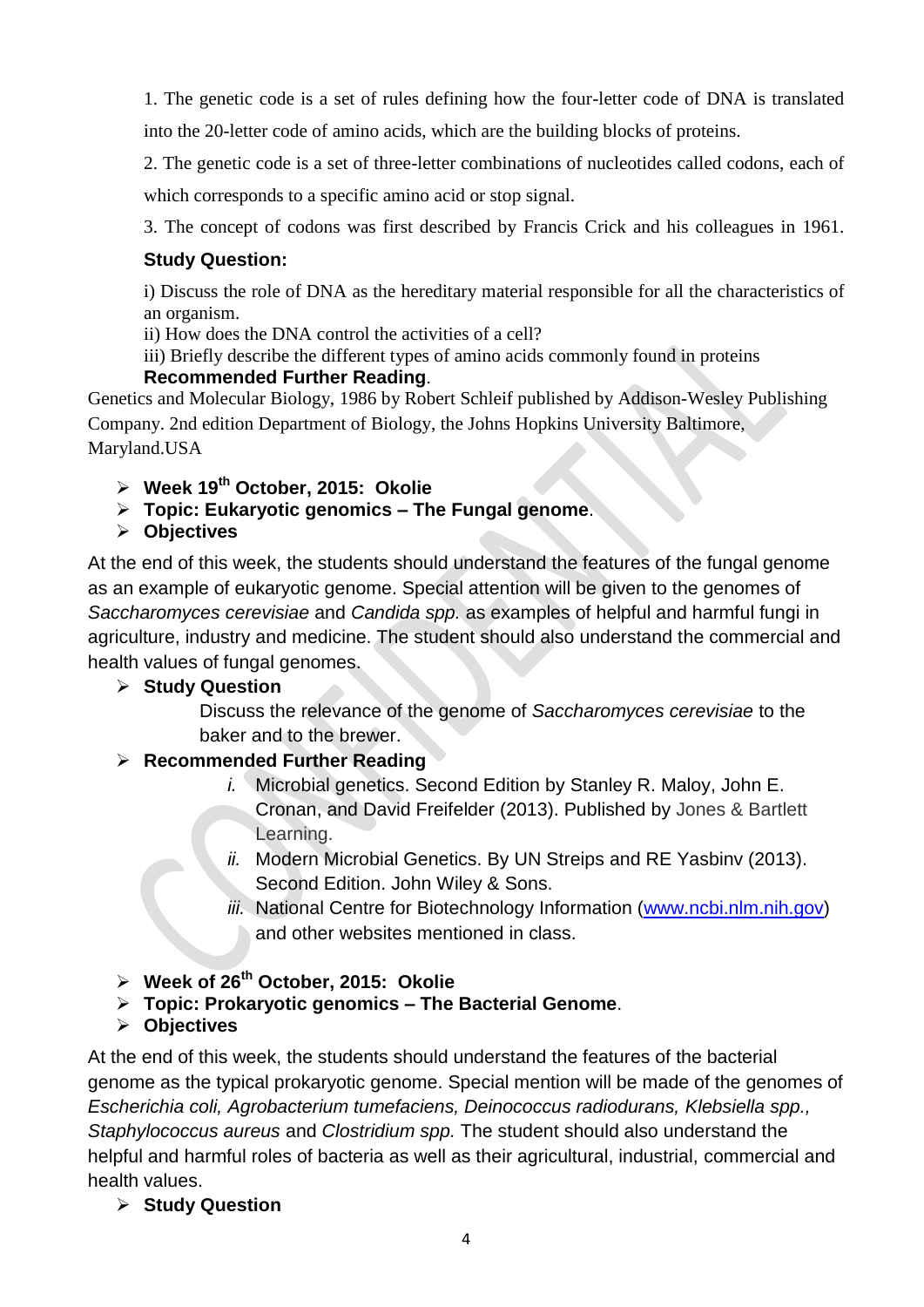1. The genetic code is a set of rules defining how the four-letter code of DNA is translated into the 20-letter code of amino acids, which are the building blocks of proteins.

2. The genetic code is a set of three-letter combinations of nucleotides called codons, each of which corresponds to a specific amino acid or stop signal.

3. The concept of codons was first described by Francis Crick and his colleagues in 1961.

**Study Question:**

i) Discuss the role of DNA as the hereditary material responsible for all the characteristics of an organism.
ii) How does the DNA control the activities of a cell?
iii) Briefly describe the different types of amino acids commonly found in proteins

**Recommended Further Reading**.

Genetics and Molecular Biology, 1986 by Robert Schleif published by Addison-Wesley Publishing Company. 2nd edition Department of Biology, the Johns Hopkins University Baltimore, Maryland.USA

- **Week 19th October, 2015: Okolie**
- **Topic: Eukaryotic genomics – The Fungal genome**.
- **Objectives**

At the end of this week, the students should understand the features of the fungal genome as an example of eukaryotic genome. Special attention will be given to the genomes of *Saccharomyces cerevisiae* and *Candida spp.* as examples of helpful and harmful fungi in agriculture, industry and medicine. The student should also understand the commercial and health values of fungal genomes.

- **Study Question**

  Discuss the relevance of the genome of *Saccharomyces cerevisiae* to the baker and to the brewer.

- **Recommended Further Reading**

  *i.* Microbial genetics. Second Edition by Stanley R. Maloy, John E. Cronan, and David Freifelder (2013). Published by Jones & Bartlett Learning.

  *ii.* Modern Microbial Genetics. By UN Streips and RE Yasbinv (2013). Second Edition. John Wiley & Sons.

  *iii.* National Centre for Biotechnology Information (www.ncbi.nlm.nih.gov) and other websites mentioned in class.

- **Week of 26th October, 2015: Okolie**
- **Topic: Prokaryotic genomics – The Bacterial Genome**.
- **Objectives**

At the end of this week, the students should understand the features of the bacterial genome as the typical prokaryotic genome. Special mention will be made of the genomes of *Escherichia coli, Agrobacterium tumefaciens, Deinococcus radiodurans, Klebsiella spp., Staphylococcus aureus* and *Clostridium spp.* The student should also understand the helpful and harmful roles of bacteria as well as their agricultural, industrial, commercial and health values.

- **Study Question**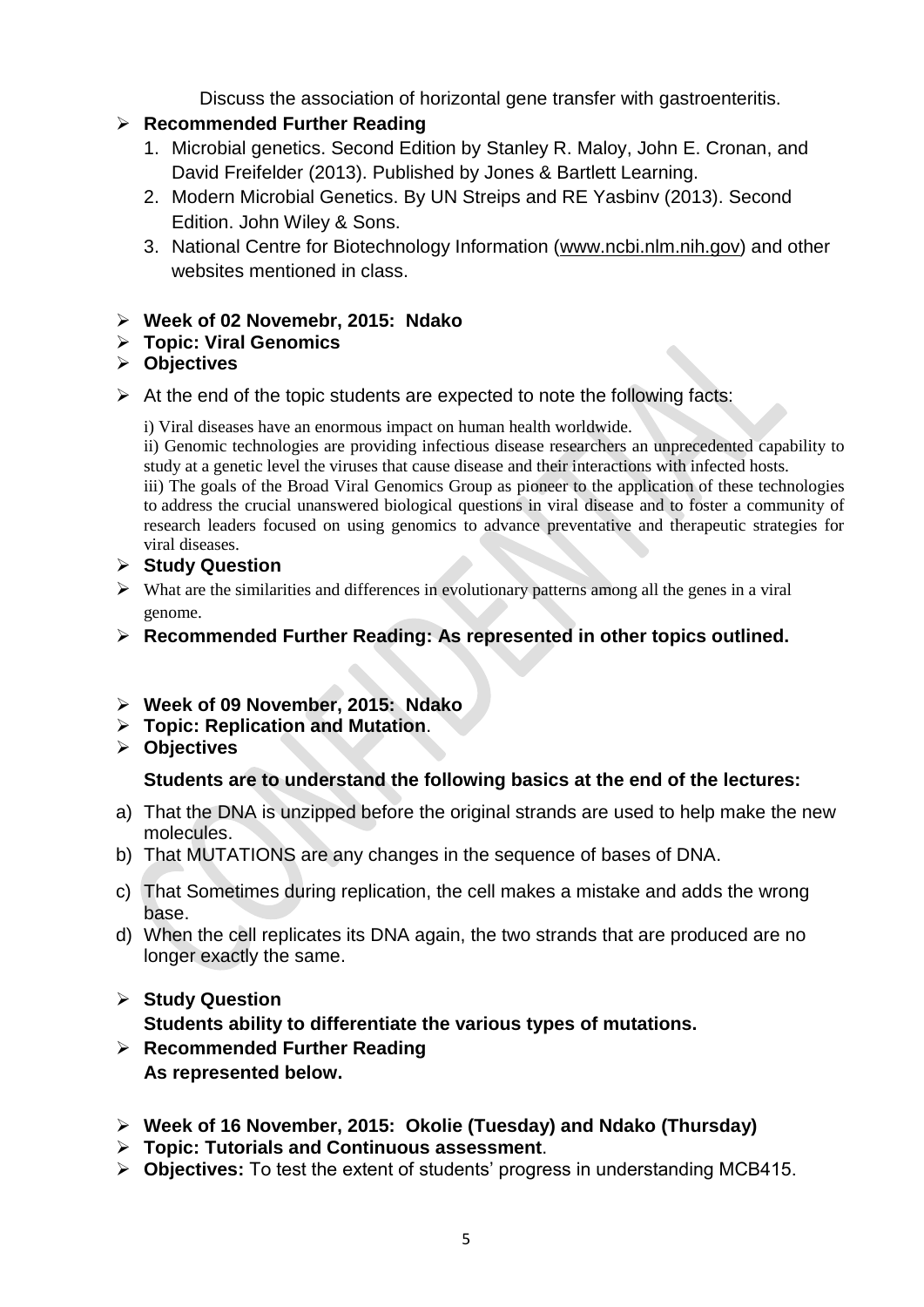Discuss the association of horizontal gene transfer with gastroenteritis.

- **Recommended Further Reading**
  1. Microbial genetics. Second Edition by Stanley R. Maloy, John E. Cronan, and David Freifelder (2013). Published by Jones & Bartlett Learning.
  2. Modern Microbial Genetics. By UN Streips and RE Yasbinv (2013). Second Edition. John Wiley & Sons.
  3. National Centre for Biotechnology Information (www.ncbi.nlm.nih.gov) and other websites mentioned in class.

- **Week of 02 Novemebr, 2015: Ndako**
- **Topic: Viral Genomics**
- **Objectives**
- At the end of the topic students are expected to note the following facts:

  i) Viral diseases have an enormous impact on human health worldwide.
  ii) Genomic technologies are providing infectious disease researchers an unprecedented capability to study at a genetic level the viruses that cause disease and their interactions with infected hosts.
  iii) The goals of the Broad Viral Genomics Group as pioneer to the application of these technologies to address the crucial unanswered biological questions in viral disease and to foster a community of research leaders focused on using genomics to advance preventative and therapeutic strategies for viral diseases.

- **Study Question**
- What are the similarities and differences in evolutionary patterns among all the genes in a viral genome.
- **Recommended Further Reading: As represented in other topics outlined.**

- **Week of 09 November, 2015: Ndako**
- **Topic: Replication and Mutation**.
- **Objectives**

  **Students are to understand the following basics at the end of the lectures:**

a) That the DNA is unzipped before the original strands are used to help make the new molecules.
b) That MUTATIONS are any changes in the sequence of bases of DNA.
c) That Sometimes during replication, the cell makes a mistake and adds the wrong base.
d) When the cell replicates its DNA again, the two strands that are produced are no longer exactly the same.

- **Study Question**
  **Students ability to differentiate the various types of mutations.**
- **Recommended Further Reading**
  **As represented below.**

- **Week of 16 November, 2015: Okolie (Tuesday) and Ndako (Thursday)**
- **Topic: Tutorials and Continuous assessment**.
- **Objectives:** To test the extent of students' progress in understanding MCB415.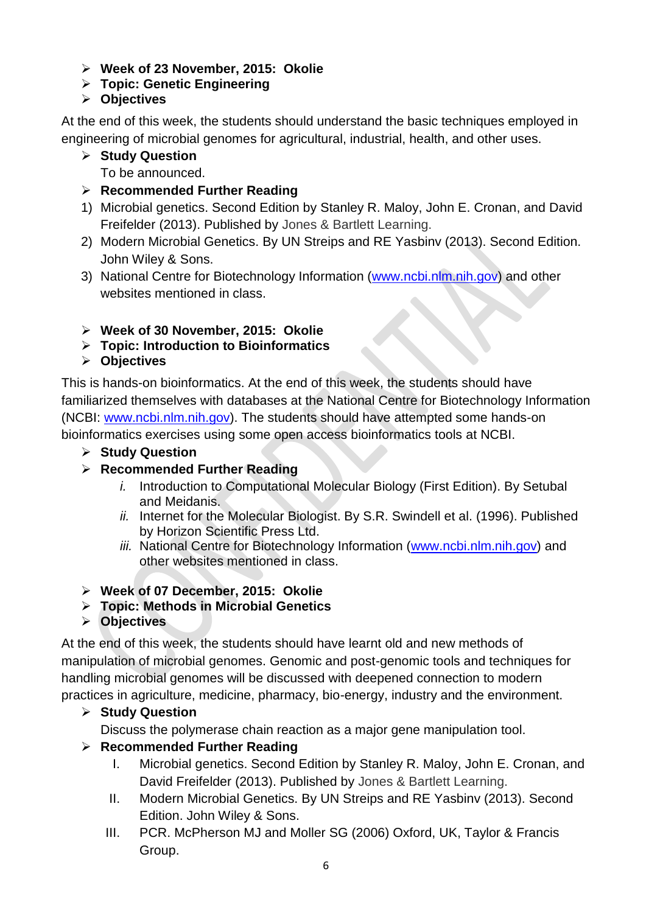- **Week of 23 November, 2015: Okolie**
- **Topic: Genetic Engineering**
- **Objectives**

At the end of this week, the students should understand the basic techniques employed in engineering of microbial genomes for agricultural, industrial, health, and other uses.

- **Study Question**

  To be announced.

- **Recommended Further Reading**

1) Microbial genetics. Second Edition by Stanley R. Maloy, John E. Cronan, and David Freifelder (2013). Published by Jones & Bartlett Learning.
2) Modern Microbial Genetics. By UN Streips and RE Yasbinv (2013). Second Edition. John Wiley & Sons.
3) National Centre for Biotechnology Information (www.ncbi.nlm.nih.gov) and other websites mentioned in class.

- **Week of 30 November, 2015: Okolie**
- **Topic: Introduction to Bioinformatics**
- **Objectives**

This is hands-on bioinformatics. At the end of this week, the students should have familiarized themselves with databases at the National Centre for Biotechnology Information (NCBI: www.ncbi.nlm.nih.gov). The students should have attempted some hands-on bioinformatics exercises using some open access bioinformatics tools at NCBI.

- **Study Question**
- **Recommended Further Reading**

  *i.* Introduction to Computational Molecular Biology (First Edition). By Setubal and Meidanis.

  *ii.* Internet for the Molecular Biologist. By S.R. Swindell et al. (1996). Published by Horizon Scientific Press Ltd.

  *iii.* National Centre for Biotechnology Information (www.ncbi.nlm.nih.gov) and other websites mentioned in class.

- **Week of 07 December, 2015: Okolie**
- **Topic: Methods in Microbial Genetics**
- **Objectives**

At the end of this week, the students should have learnt old and new methods of manipulation of microbial genomes. Genomic and post-genomic tools and techniques for handling microbial genomes will be discussed with deepened connection to modern practices in agriculture, medicine, pharmacy, bio-energy, industry and the environment.

- **Study Question**

  Discuss the polymerase chain reaction as a major gene manipulation tool.

- **Recommended Further Reading**

  I. Microbial genetics. Second Edition by Stanley R. Maloy, John E. Cronan, and David Freifelder (2013). Published by Jones & Bartlett Learning.

  II. Modern Microbial Genetics. By UN Streips and RE Yasbinv (2013). Second Edition. John Wiley & Sons.

  III. PCR. McPherson MJ and Moller SG (2006) Oxford, UK, Taylor & Francis Group.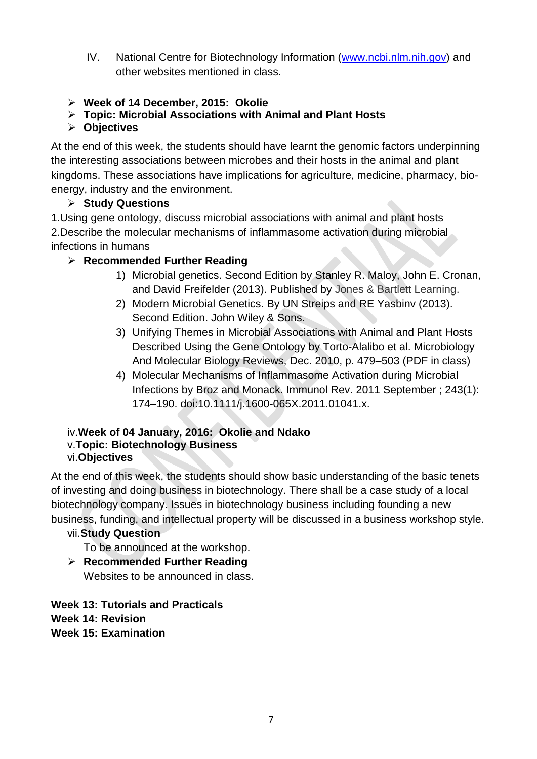IV. National Centre for Biotechnology Information (www.ncbi.nlm.nih.gov) and other websites mentioned in class.

- **Week of 14 December, 2015: Okolie**
- **Topic: Microbial Associations with Animal and Plant Hosts**
- **Objectives**

At the end of this week, the students should have learnt the genomic factors underpinning the interesting associations between microbes and their hosts in the animal and plant kingdoms. These associations have implications for agriculture, medicine, pharmacy, bio-energy, industry and the environment.

- **Study Questions**

1.Using gene ontology, discuss microbial associations with animal and plant hosts
2.Describe the molecular mechanisms of inflammasome activation during microbial infections in humans

- **Recommended Further Reading**
    1) Microbial genetics. Second Edition by Stanley R. Maloy, John E. Cronan, and David Freifelder (2013). Published by Jones & Bartlett Learning.
    2) Modern Microbial Genetics. By UN Streips and RE Yasbinv (2013). Second Edition. John Wiley & Sons.
    3) Unifying Themes in Microbial Associations with Animal and Plant Hosts Described Using the Gene Ontology by Torto-Alalibo et al. Microbiology And Molecular Biology Reviews, Dec. 2010, p. 479–503 (PDF in class)
    4) Molecular Mechanisms of Inflammasome Activation during Microbial Infections by Broz and Monack. Immunol Rev. 2011 September ; 243(1): 174–190. doi:10.1111/j.1600-065X.2011.01041.x.

iv.**Week of 04 January, 2016: Okolie and Ndako**
v.**Topic: Biotechnology Business**
vi.**Objectives**

At the end of this week, the students should show basic understanding of the basic tenets of investing and doing business in biotechnology. There shall be a case study of a local biotechnology company. Issues in biotechnology business including founding a new business, funding, and intellectual property will be discussed in a business workshop style.

vii.**Study Question**

To be announced at the workshop.

- **Recommended Further Reading**

Websites to be announced in class.

**Week 13: Tutorials and Practicals**
**Week 14: Revision**
**Week 15: Examination**